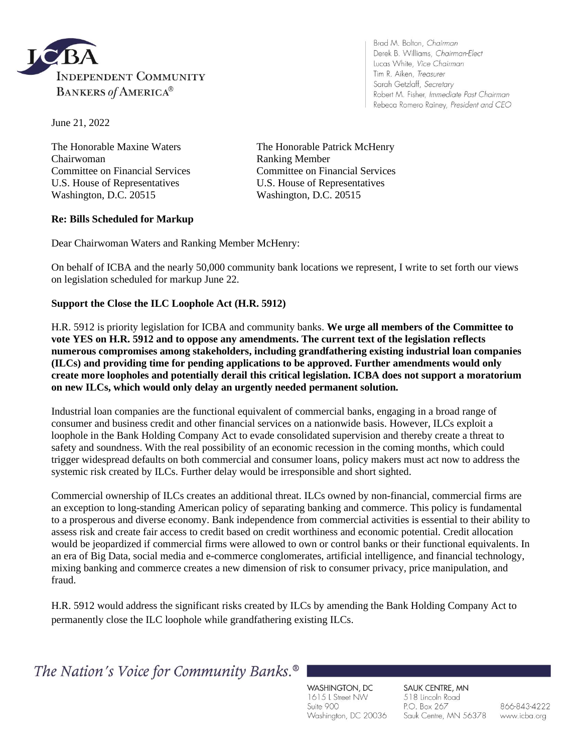**ICBA**
**INDEPENDENT COMMUNITY BANKERS *of* AMERICA®**

Brad M. Bolton, *Chairman*
Derek B. Williams, *Chairman-Elect*
Lucas White, *Vice Chairman*
Tim R. Aiken, *Treasurer*
Sarah Getzlaff, *Secretary*
Robert M. Fisher, *Immediate Past Chairman*
Rebeca Romero Rainey, *President and CEO*

June 21, 2022

The Honorable Maxine Waters
Chairwoman
Committee on Financial Services
U.S. House of Representatives
Washington, D.C. 20515

The Honorable Patrick McHenry
Ranking Member
Committee on Financial Services
U.S. House of Representatives
Washington, D.C. 20515

**Re: Bills Scheduled for Markup**

Dear Chairwoman Waters and Ranking Member McHenry:

On behalf of ICBA and the nearly 50,000 community bank locations we represent, I write to set forth our views on legislation scheduled for markup June 22.

**Support the Close the ILC Loophole Act (H.R. 5912)**

H.R. 5912 is priority legislation for ICBA and community banks. **We urge all members of the Committee to vote YES on H.R. 5912 and to oppose any amendments. The current text of the legislation reflects numerous compromises among stakeholders, including grandfathering existing industrial loan companies (ILCs) and providing time for pending applications to be approved. Further amendments would only create more loopholes and potentially derail this critical legislation. ICBA does not support a moratorium on new ILCs, which would only delay an urgently needed permanent solution.**

Industrial loan companies are the functional equivalent of commercial banks, engaging in a broad range of consumer and business credit and other financial services on a nationwide basis. However, ILCs exploit a loophole in the Bank Holding Company Act to evade consolidated supervision and thereby create a threat to safety and soundness. With the real possibility of an economic recession in the coming months, which could trigger widespread defaults on both commercial and consumer loans, policy makers must act now to address the systemic risk created by ILCs. Further delay would be irresponsible and short sighted.

Commercial ownership of ILCs creates an additional threat. ILCs owned by non-financial, commercial firms are an exception to long-standing American policy of separating banking and commerce. This policy is fundamental to a prosperous and diverse economy. Bank independence from commercial activities is essential to their ability to assess risk and create fair access to credit based on credit worthiness and economic potential. Credit allocation would be jeopardized if commercial firms were allowed to own or control banks or their functional equivalents. In an era of Big Data, social media and e-commerce conglomerates, artificial intelligence, and financial technology, mixing banking and commerce creates a new dimension of risk to consumer privacy, price manipulation, and fraud.

H.R. 5912 would address the significant risks created by ILCs by amending the Bank Holding Company Act to permanently close the ILC loophole while grandfathering existing ILCs.

*The Nation's Voice for Community Banks.®*

WASHINGTON, DC
1615 L Street NW
Suite 900
Washington, DC 20036

SAUK CENTRE, MN
518 Lincoln Road
P.O. Box 267
Sauk Centre, MN 56378

866-843-4222
www.icba.org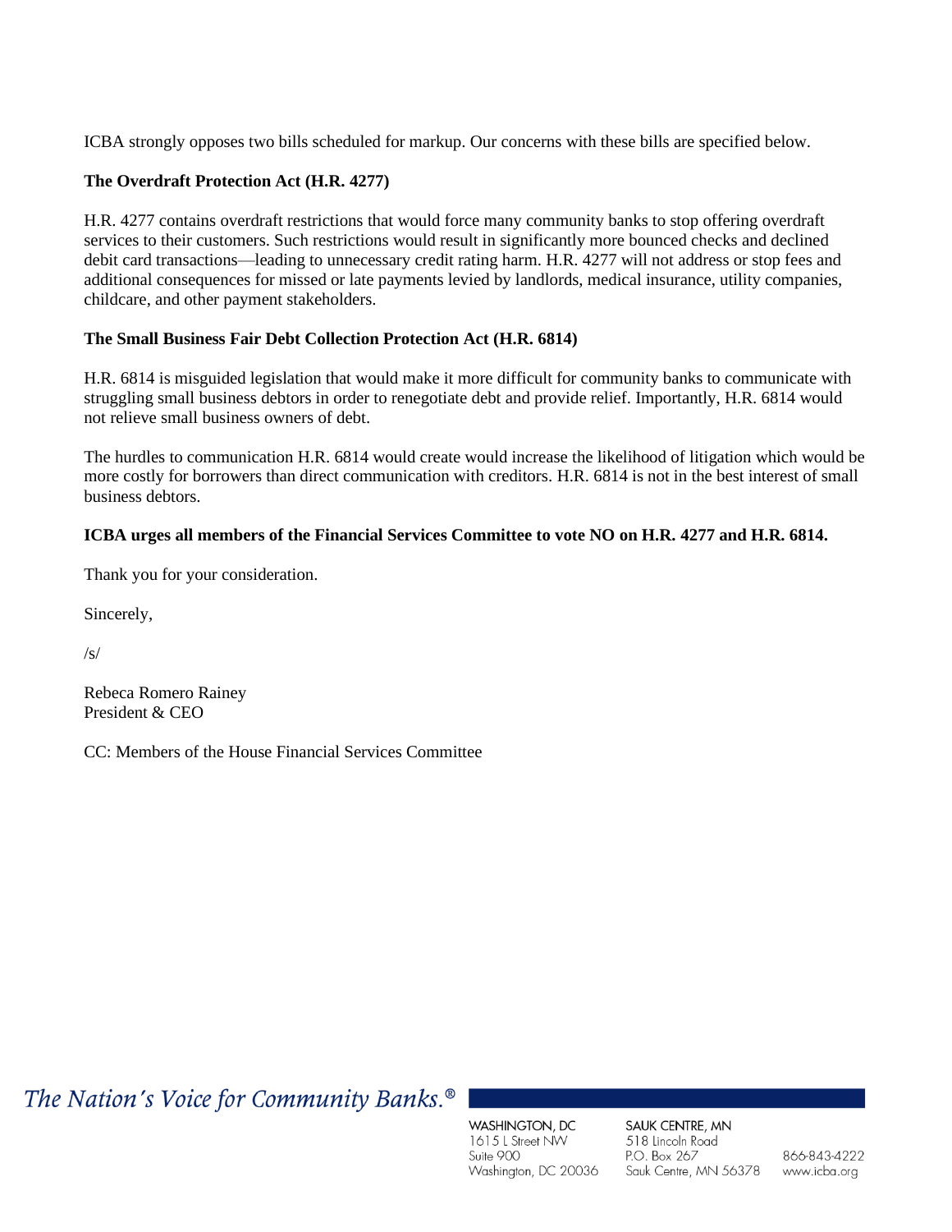ICBA strongly opposes two bills scheduled for markup. Our concerns with these bills are specified below.

**The Overdraft Protection Act (H.R. 4277)**

H.R. 4277 contains overdraft restrictions that would force many community banks to stop offering overdraft services to their customers. Such restrictions would result in significantly more bounced checks and declined debit card transactions—leading to unnecessary credit rating harm. H.R. 4277 will not address or stop fees and additional consequences for missed or late payments levied by landlords, medical insurance, utility companies, childcare, and other payment stakeholders.

**The Small Business Fair Debt Collection Protection Act (H.R. 6814)**

H.R. 6814 is misguided legislation that would make it more difficult for community banks to communicate with struggling small business debtors in order to renegotiate debt and provide relief. Importantly, H.R. 6814 would not relieve small business owners of debt.

The hurdles to communication H.R. 6814 would create would increase the likelihood of litigation which would be more costly for borrowers than direct communication with creditors. H.R. 6814 is not in the best interest of small business debtors.

**ICBA urges all members of the Financial Services Committee to vote NO on H.R. 4277 and H.R. 6814.**

Thank you for your consideration.

Sincerely,

/s/

Rebeca Romero Rainey
President & CEO

CC: Members of the House Financial Services Committee

*The Nation's Voice for Community Banks.®*

WASHINGTON, DC
1615 L Street NW
Suite 900
Washington, DC 20036

SAUK CENTRE, MN
518 Lincoln Road
P.O. Box 267
Sauk Centre, MN 56378

866-843-4222
www.icba.org